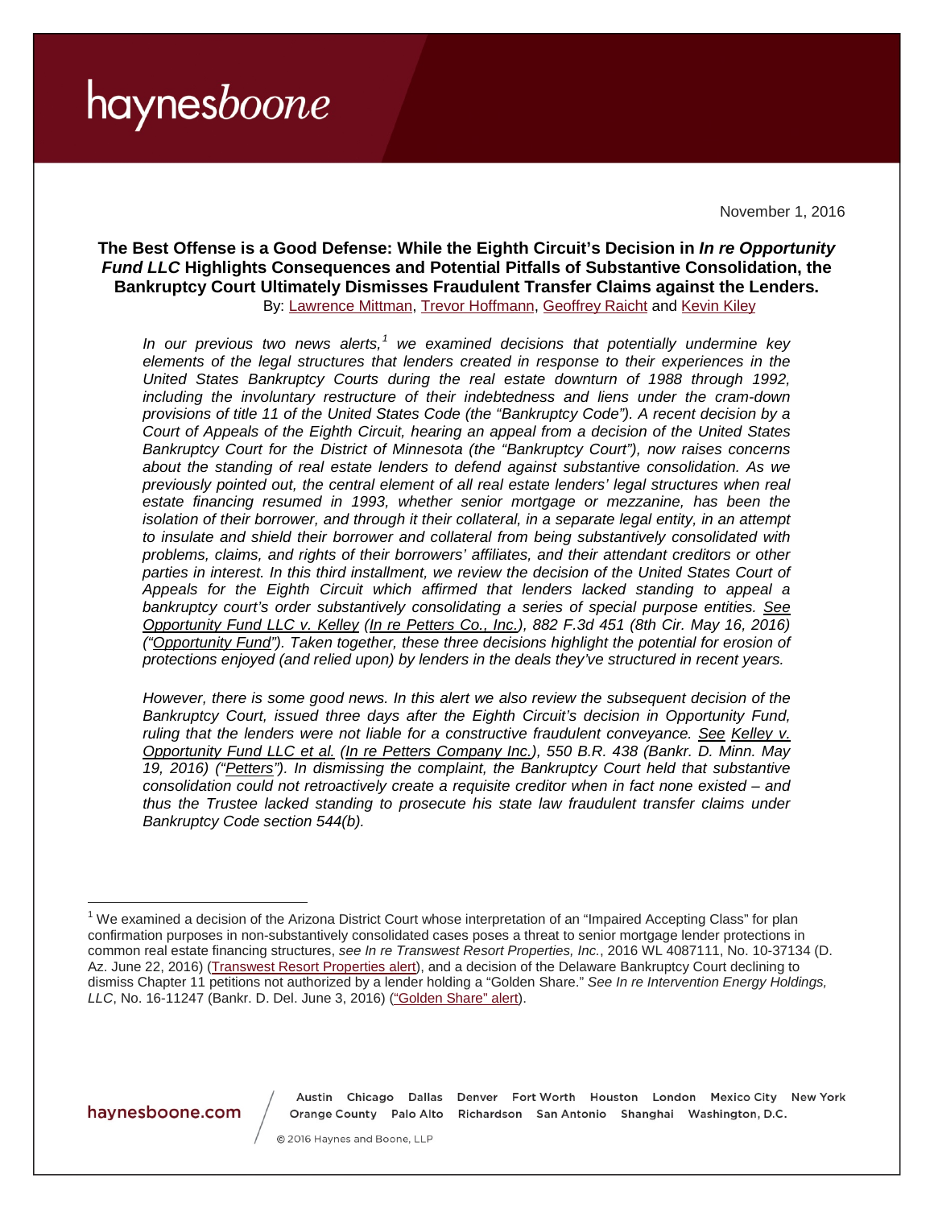haynesboone

November 1, 2016

**The Best Offense is a Good Defense: While the Eighth Circuit's Decision in *In re Opportunity Fund LLC* Highlights Consequences and Potential Pitfalls of Substantive Consolidation, the Bankruptcy Court Ultimately Dismisses Fraudulent Transfer Claims against the Lenders.**

By: Lawrence Mittman, Trevor Hoffmann, Geoffrey Raicht and Kevin Kiley

*In our previous two news alerts,[1] we examined decisions that potentially undermine key elements of the legal structures that lenders created in response to their experiences in the United States Bankruptcy Courts during the real estate downturn of 1988 through 1992, including the involuntary restructure of their indebtedness and liens under the cram-down provisions of title 11 of the United States Code (the "Bankruptcy Code"). A recent decision by a Court of Appeals of the Eighth Circuit, hearing an appeal from a decision of the United States Bankruptcy Court for the District of Minnesota (the "Bankruptcy Court"), now raises concerns about the standing of real estate lenders to defend against substantive consolidation. As we previously pointed out, the central element of all real estate lenders' legal structures when real estate financing resumed in 1993, whether senior mortgage or mezzanine, has been the isolation of their borrower, and through it their collateral, in a separate legal entity, in an attempt to insulate and shield their borrower and collateral from being substantively consolidated with problems, claims, and rights of their borrowers' affiliates, and their attendant creditors or other parties in interest. In this third installment, we review the decision of the United States Court of Appeals for the Eighth Circuit which affirmed that lenders lacked standing to appeal a bankruptcy court's order substantively consolidating a series of special purpose entities. See Opportunity Fund LLC v. Kelley (In re Petters Co., Inc.), 882 F.3d 451 (8th Cir. May 16, 2016) ("Opportunity Fund"). Taken together, these three decisions highlight the potential for erosion of protections enjoyed (and relied upon) by lenders in the deals they've structured in recent years.*

*However, there is some good news. In this alert we also review the subsequent decision of the Bankruptcy Court, issued three days after the Eighth Circuit's decision in Opportunity Fund, ruling that the lenders were not liable for a constructive fraudulent conveyance. See Kelley v. Opportunity Fund LLC et al. (In re Petters Company Inc.), 550 B.R. 438 (Bankr. D. Minn. May 19, 2016) ("Petters"). In dismissing the complaint, the Bankruptcy Court held that substantive consolidation could not retroactively create a requisite creditor when in fact none existed – and thus the Trustee lacked standing to prosecute his state law fraudulent transfer claims under Bankruptcy Code section 544(b).*

---

[1] We examined a decision of the Arizona District Court whose interpretation of an "Impaired Accepting Class" for plan confirmation purposes in non-substantively consolidated cases poses a threat to senior mortgage lender protections in common real estate financing structures, *see In re Transwest Resort Properties, Inc.*, 2016 WL 4087111, No. 10-37134 (D. Az. June 22, 2016) (Transwest Resort Properties alert), and a decision of the Delaware Bankruptcy Court declining to dismiss Chapter 11 petitions not authorized by a lender holding a "Golden Share." *See In re Intervention Energy Holdings, LLC*, No. 16-11247 (Bankr. D. Del. June 3, 2016) ("Golden Share" alert).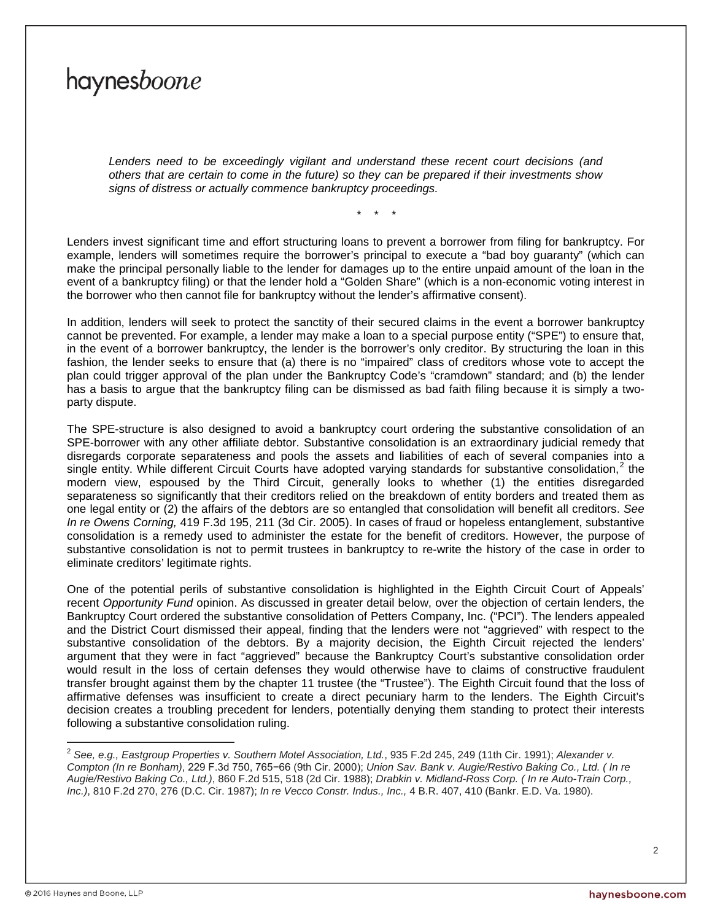*Lenders need to be exceedingly vigilant and understand these recent court decisions (and others that are certain to come in the future) so they can be prepared if their investments show signs of distress or actually commence bankruptcy proceedings.*

\* \* \*

Lenders invest significant time and effort structuring loans to prevent a borrower from filing for bankruptcy. For example, lenders will sometimes require the borrower's principal to execute a "bad boy guaranty" (which can make the principal personally liable to the lender for damages up to the entire unpaid amount of the loan in the event of a bankruptcy filing) or that the lender hold a "Golden Share" (which is a non-economic voting interest in the borrower who then cannot file for bankruptcy without the lender's affirmative consent).

In addition, lenders will seek to protect the sanctity of their secured claims in the event a borrower bankruptcy cannot be prevented. For example, a lender may make a loan to a special purpose entity ("SPE") to ensure that, in the event of a borrower bankruptcy, the lender is the borrower's only creditor. By structuring the loan in this fashion, the lender seeks to ensure that (a) there is no "impaired" class of creditors whose vote to accept the plan could trigger approval of the plan under the Bankruptcy Code's "cramdown" standard; and (b) the lender has a basis to argue that the bankruptcy filing can be dismissed as bad faith filing because it is simply a two-party dispute.

The SPE-structure is also designed to avoid a bankruptcy court ordering the substantive consolidation of an SPE-borrower with any other affiliate debtor. Substantive consolidation is an extraordinary judicial remedy that disregards corporate separateness and pools the assets and liabilities of each of several companies into a single entity. While different Circuit Courts have adopted varying standards for substantive consolidation,[2] the modern view, espoused by the Third Circuit, generally looks to whether (1) the entities disregarded separateness so significantly that their creditors relied on the breakdown of entity borders and treated them as one legal entity or (2) the affairs of the debtors are so entangled that consolidation will benefit all creditors. *See In re Owens Corning,* 419 F.3d 195, 211 (3d Cir. 2005). In cases of fraud or hopeless entanglement, substantive consolidation is a remedy used to administer the estate for the benefit of creditors. However, the purpose of substantive consolidation is not to permit trustees in bankruptcy to re-write the history of the case in order to eliminate creditors' legitimate rights.

One of the potential perils of substantive consolidation is highlighted in the Eighth Circuit Court of Appeals' recent *Opportunity Fund* opinion. As discussed in greater detail below, over the objection of certain lenders, the Bankruptcy Court ordered the substantive consolidation of Petters Company, Inc. ("PCI"). The lenders appealed and the District Court dismissed their appeal, finding that the lenders were not "aggrieved" with respect to the substantive consolidation of the debtors. By a majority decision, the Eighth Circuit rejected the lenders' argument that they were in fact "aggrieved" because the Bankruptcy Court's substantive consolidation order would result in the loss of certain defenses they would otherwise have to claims of constructive fraudulent transfer brought against them by the chapter 11 trustee (the "Trustee"). The Eighth Circuit found that the loss of affirmative defenses was insufficient to create a direct pecuniary harm to the lenders. The Eighth Circuit's decision creates a troubling precedent for lenders, potentially denying them standing to protect their interests following a substantive consolidation ruling.

---

[2] *See, e.g., Eastgroup Properties v. Southern Motel Association, Ltd.*, 935 F.2d 245, 249 (11th Cir. 1991); *Alexander v. Compton (In re Bonham)*, 229 F.3d 750, 765−66 (9th Cir. 2000); *Union Sav. Bank v. Augie/Restivo Baking Co., Ltd. ( In re Augie/Restivo Baking Co., Ltd.)*, 860 F.2d 515, 518 (2d Cir. 1988); *Drabkin v. Midland-Ross Corp. ( In re Auto-Train Corp., Inc.)*, 810 F.2d 270, 276 (D.C. Cir. 1987); *In re Vecco Constr. Indus., Inc.,* 4 B.R. 407, 410 (Bankr. E.D. Va. 1980).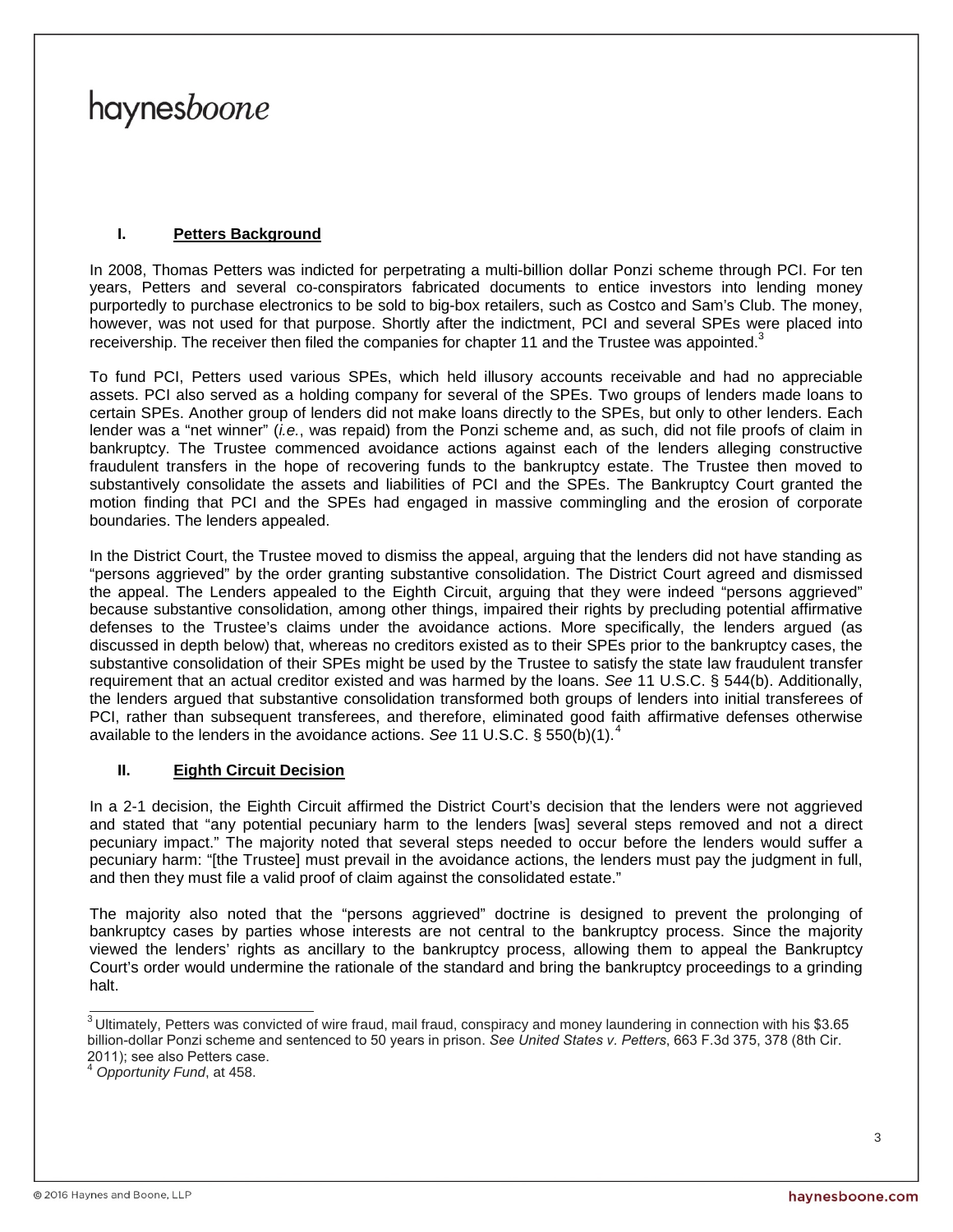## I. Petters Background

In 2008, Thomas Petters was indicted for perpetrating a multi-billion dollar Ponzi scheme through PCI. For ten years, Petters and several co-conspirators fabricated documents to entice investors into lending money purportedly to purchase electronics to be sold to big-box retailers, such as Costco and Sam's Club. The money, however, was not used for that purpose. Shortly after the indictment, PCI and several SPEs were placed into receivership. The receiver then filed the companies for chapter 11 and the Trustee was appointed.[3]

To fund PCI, Petters used various SPEs, which held illusory accounts receivable and had no appreciable assets. PCI also served as a holding company for several of the SPEs. Two groups of lenders made loans to certain SPEs. Another group of lenders did not make loans directly to the SPEs, but only to other lenders. Each lender was a "net winner" (*i.e.*, was repaid) from the Ponzi scheme and, as such, did not file proofs of claim in bankruptcy. The Trustee commenced avoidance actions against each of the lenders alleging constructive fraudulent transfers in the hope of recovering funds to the bankruptcy estate. The Trustee then moved to substantively consolidate the assets and liabilities of PCI and the SPEs. The Bankruptcy Court granted the motion finding that PCI and the SPEs had engaged in massive commingling and the erosion of corporate boundaries. The lenders appealed.

In the District Court, the Trustee moved to dismiss the appeal, arguing that the lenders did not have standing as "persons aggrieved" by the order granting substantive consolidation. The District Court agreed and dismissed the appeal. The Lenders appealed to the Eighth Circuit, arguing that they were indeed "persons aggrieved" because substantive consolidation, among other things, impaired their rights by precluding potential affirmative defenses to the Trustee's claims under the avoidance actions. More specifically, the lenders argued (as discussed in depth below) that, whereas no creditors existed as to their SPEs prior to the bankruptcy cases, the substantive consolidation of their SPEs might be used by the Trustee to satisfy the state law fraudulent transfer requirement that an actual creditor existed and was harmed by the loans. *See* 11 U.S.C. § 544(b). Additionally, the lenders argued that substantive consolidation transformed both groups of lenders into initial transferees of PCI, rather than subsequent transferees, and therefore, eliminated good faith affirmative defenses otherwise available to the lenders in the avoidance actions. *See* 11 U.S.C. § 550(b)(1).[4]

## II. Eighth Circuit Decision

In a 2-1 decision, the Eighth Circuit affirmed the District Court's decision that the lenders were not aggrieved and stated that "any potential pecuniary harm to the lenders [was] several steps removed and not a direct pecuniary impact." The majority noted that several steps needed to occur before the lenders would suffer a pecuniary harm: "[the Trustee] must prevail in the avoidance actions, the lenders must pay the judgment in full, and then they must file a valid proof of claim against the consolidated estate."

The majority also noted that the "persons aggrieved" doctrine is designed to prevent the prolonging of bankruptcy cases by parties whose interests are not central to the bankruptcy process. Since the majority viewed the lenders' rights as ancillary to the bankruptcy process, allowing them to appeal the Bankruptcy Court's order would undermine the rationale of the standard and bring the bankruptcy proceedings to a grinding halt.

---

[3] Ultimately, Petters was convicted of wire fraud, mail fraud, conspiracy and money laundering in connection with his $3.65 billion-dollar Ponzi scheme and sentenced to 50 years in prison. *See United States v. Petters*, 663 F.3d 375, 378 (8th Cir. 2011); see also Petters case.

[4] *Opportunity Fund*, at 458.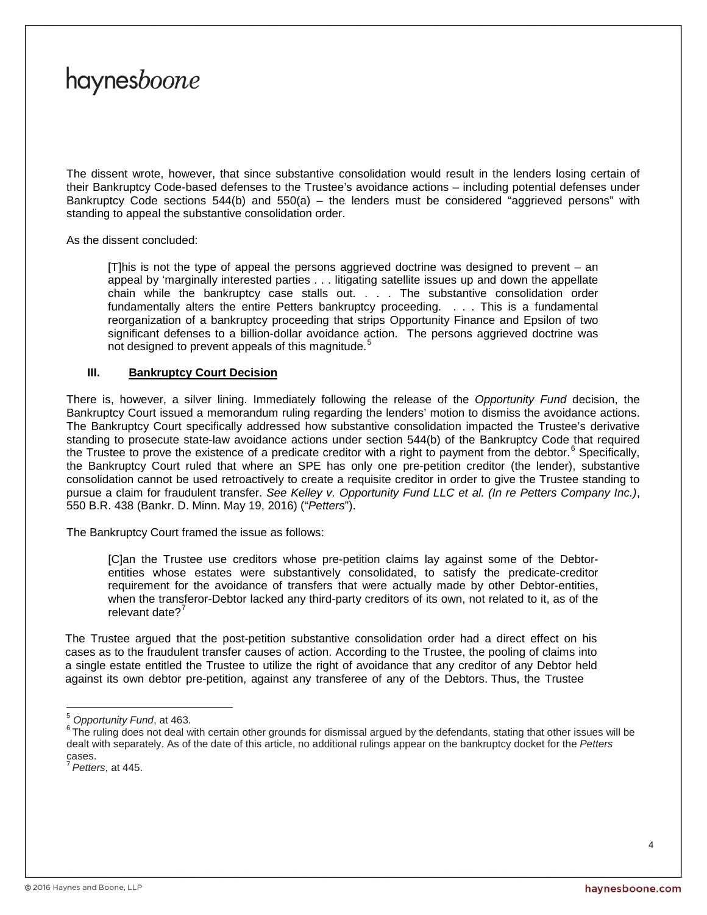The dissent wrote, however, that since substantive consolidation would result in the lenders losing certain of their Bankruptcy Code-based defenses to the Trustee's avoidance actions – including potential defenses under Bankruptcy Code sections 544(b) and 550(a) – the lenders must be considered "aggrieved persons" with standing to appeal the substantive consolidation order.

As the dissent concluded:

> [T]his is not the type of appeal the persons aggrieved doctrine was designed to prevent – an appeal by 'marginally interested parties . . . litigating satellite issues up and down the appellate chain while the bankruptcy case stalls out. . . . The substantive consolidation order fundamentally alters the entire Petters bankruptcy proceeding. . . . This is a fundamental reorganization of a bankruptcy proceeding that strips Opportunity Finance and Epsilon of two significant defenses to a billion-dollar avoidance action. The persons aggrieved doctrine was not designed to prevent appeals of this magnitude.[5]

### III. **Bankruptcy Court Decision**

There is, however, a silver lining. Immediately following the release of the *Opportunity Fund* decision, the Bankruptcy Court issued a memorandum ruling regarding the lenders' motion to dismiss the avoidance actions. The Bankruptcy Court specifically addressed how substantive consolidation impacted the Trustee's derivative standing to prosecute state-law avoidance actions under section 544(b) of the Bankruptcy Code that required the Trustee to prove the existence of a predicate creditor with a right to payment from the debtor.[6] Specifically, the Bankruptcy Court ruled that where an SPE has only one pre-petition creditor (the lender), substantive consolidation cannot be used retroactively to create a requisite creditor in order to give the Trustee standing to pursue a claim for fraudulent transfer. *See Kelley v. Opportunity Fund LLC et al. (In re Petters Company Inc.)*, 550 B.R. 438 (Bankr. D. Minn. May 19, 2016) ("*Petters*").

The Bankruptcy Court framed the issue as follows:

> [C]an the Trustee use creditors whose pre-petition claims lay against some of the Debtor-entities whose estates were substantively consolidated, to satisfy the predicate-creditor requirement for the avoidance of transfers that were actually made by other Debtor-entities, when the transferor-Debtor lacked any third-party creditors of its own, not related to it, as of the relevant date?[7]

The Trustee argued that the post-petition substantive consolidation order had a direct effect on his cases as to the fraudulent transfer causes of action. According to the Trustee, the pooling of claims into a single estate entitled the Trustee to utilize the right of avoidance that any creditor of any Debtor held against its own debtor pre-petition, against any transferee of any of the Debtors. Thus, the Trustee

---

[5] *Opportunity Fund*, at 463.

[6] The ruling does not deal with certain other grounds for dismissal argued by the defendants, stating that other issues will be dealt with separately. As of the date of this article, no additional rulings appear on the bankruptcy docket for the *Petters* cases.

[7] *Petters*, at 445.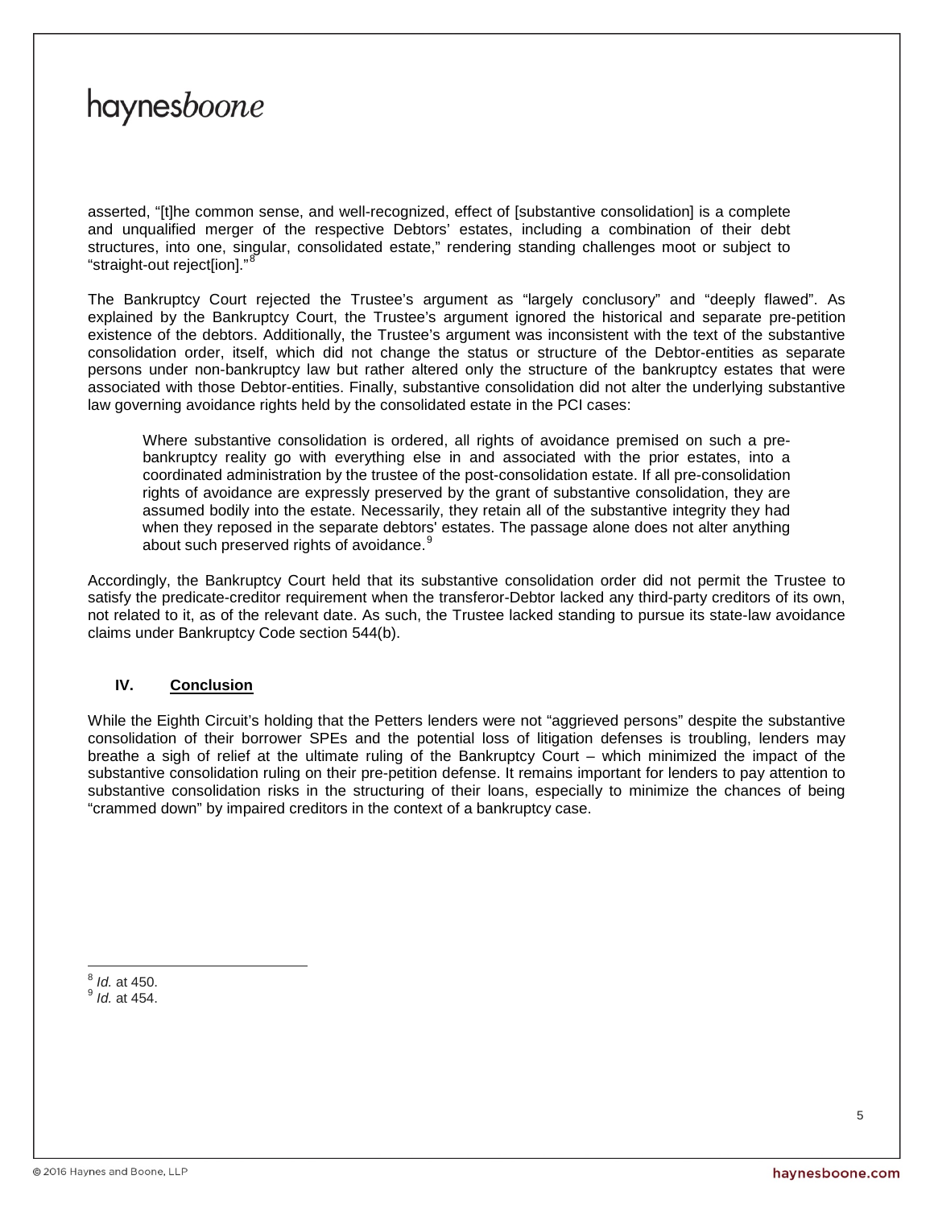asserted, "[t]he common sense, and well-recognized, effect of [substantive consolidation] is a complete and unqualified merger of the respective Debtors' estates, including a combination of their debt structures, into one, singular, consolidated estate," rendering standing challenges moot or subject to "straight-out reject[ion]."[8]

The Bankruptcy Court rejected the Trustee's argument as "largely conclusory" and "deeply flawed". As explained by the Bankruptcy Court, the Trustee's argument ignored the historical and separate pre-petition existence of the debtors. Additionally, the Trustee's argument was inconsistent with the text of the substantive consolidation order, itself, which did not change the status or structure of the Debtor-entities as separate persons under non-bankruptcy law but rather altered only the structure of the bankruptcy estates that were associated with those Debtor-entities. Finally, substantive consolidation did not alter the underlying substantive law governing avoidance rights held by the consolidated estate in the PCI cases:

> Where substantive consolidation is ordered, all rights of avoidance premised on such a pre-bankruptcy reality go with everything else in and associated with the prior estates, into a coordinated administration by the trustee of the post-consolidation estate. If all pre-consolidation rights of avoidance are expressly preserved by the grant of substantive consolidation, they are assumed bodily into the estate. Necessarily, they retain all of the substantive integrity they had when they reposed in the separate debtors' estates. The passage alone does not alter anything about such preserved rights of avoidance.[9]

Accordingly, the Bankruptcy Court held that its substantive consolidation order did not permit the Trustee to satisfy the predicate-creditor requirement when the transferor-Debtor lacked any third-party creditors of its own, not related to it, as of the relevant date. As such, the Trustee lacked standing to pursue its state-law avoidance claims under Bankruptcy Code section 544(b).

## IV. Conclusion

While the Eighth Circuit's holding that the Petters lenders were not "aggrieved persons" despite the substantive consolidation of their borrower SPEs and the potential loss of litigation defenses is troubling, lenders may breathe a sigh of relief at the ultimate ruling of the Bankruptcy Court – which minimized the impact of the substantive consolidation ruling on their pre-petition defense. It remains important for lenders to pay attention to substantive consolidation risks in the structuring of their loans, especially to minimize the chances of being "crammed down" by impaired creditors in the context of a bankruptcy case.

[8] *Id.* at 450.
[9] *Id.* at 454.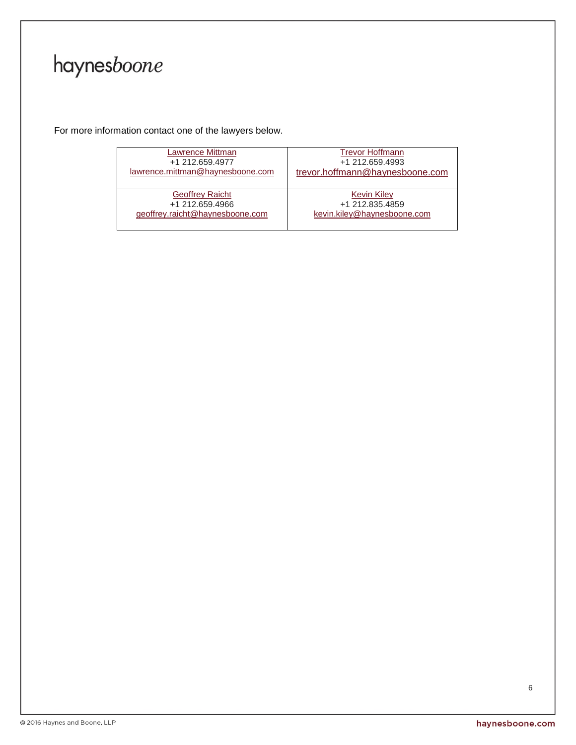haynesboone

For more information contact one of the lawyers below.

| | |
|---|---|
| Lawrence Mittman<br>+1 212.659.4977<br>lawrence.mittman@haynesboone.com | Trevor Hoffmann<br>+1 212.659.4993<br>trevor.hoffmann@haynesboone.com |
| Geoffrey Raicht<br>+1 212.659.4966<br>geoffrey.raicht@haynesboone.com | Kevin Kiley<br>+1 212.835.4859<br>kevin.kiley@haynesboone.com |